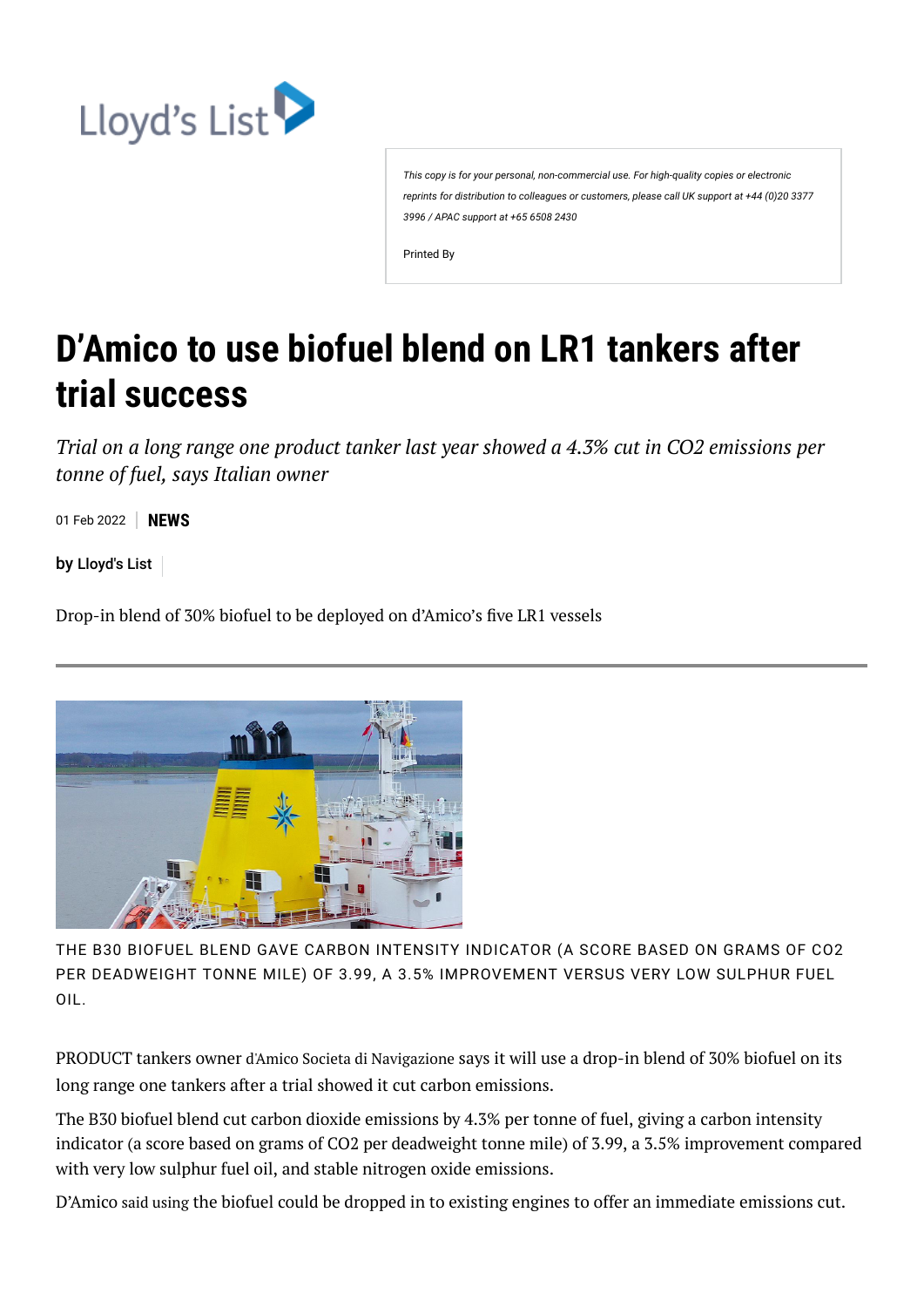Lloyd's List

This copy is for your personal, non-commercial use. For high-quality copies or electronic reprints for distribution to colleagues or customers, please call UK support at +44 (0)20 3377 3996 / APAC support at +65 6508 2430

Printed By

# D'Amico to use biofuel blend on LR1 tankers after trial success

*Trial on a long range one product tanker last year showed a 4.3% cut in $CO_2$ emissions per tonne of fuel, says Italian owner*

01 Feb 2022 | **NEWS**

**by Lloyd's List**

Drop-in blend of 30% biofuel to be deployed on d'Amico's five LR1 vessels

THE B30 BIOFUEL BLEND GAVE CARBON INTENSITY INDICATOR (A SCORE BASED ON GRAMS OF $CO_2$ PER DEADWEIGHT TONNE MILE) OF 3.99, A 3.5% IMPROVEMENT VERSUS VERY LOW SULPHUR FUEL OIL.

PRODUCT tankers owner d'Amico Societa di Navigazione says it will use a drop-in blend of 30% biofuel on its long range one tankers after a trial showed it cut carbon emissions.

The B30 biofuel blend cut carbon dioxide emissions by 4.3% per tonne of fuel, giving a carbon intensity indicator (a score based on grams of $CO_2$ per deadweight tonne mile) of 3.99, a 3.5% improvement compared with very low sulphur fuel oil, and stable nitrogen oxide emissions.

D'Amico said using the biofuel could be dropped in to existing engines to offer an immediate emissions cut.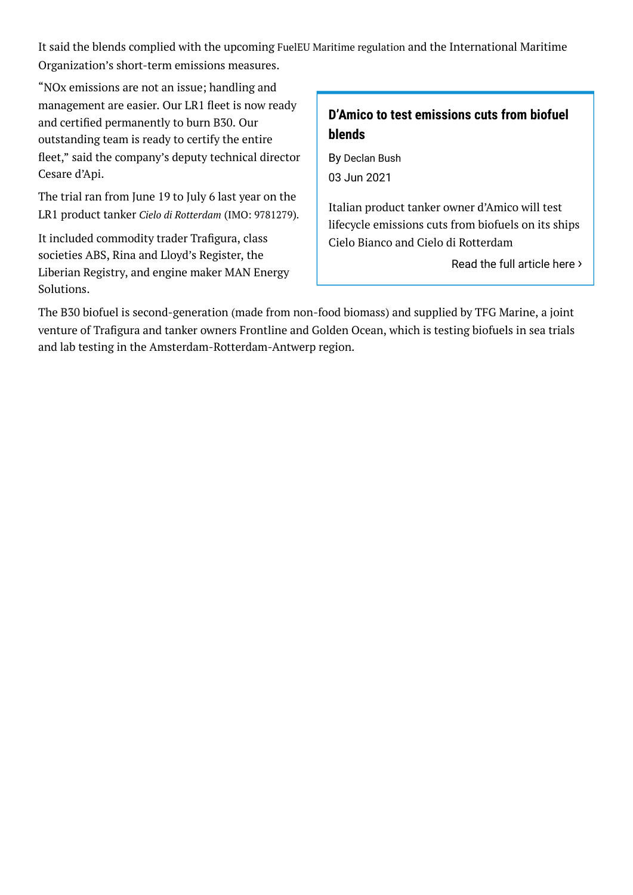It said the blends complied with the upcoming FuelEU Maritime regulation and the International Maritime Organization's short-term emissions measures.

"NOx emissions are not an issue; handling and management are easier. Our LR1 fleet is now ready and certified permanently to burn B30. Our outstanding team is ready to certify the entire fleet," said the company's deputy technical director Cesare d'Api.

The trial ran from June 19 to July 6 last year on the LR1 product tanker *Cielo di Rotterdam* (IMO: 9781279).

It included commodity trader Trafigura, class societies ABS, Rina and Lloyd's Register, the Liberian Registry, and engine maker MAN Energy Solutions.

The B30 biofuel is second-generation (made from non-food biomass) and supplied by TFG Marine, a joint venture of Trafigura and tanker owners Frontline and Golden Ocean, which is testing biofuels in sea trials and lab testing in the Amsterdam-Rotterdam-Antwerp region.

**D'Amico to test emissions cuts from biofuel blends**

By Declan Bush

03 Jun 2021

Italian product tanker owner d'Amico will test lifecycle emissions cuts from biofuels on its ships Cielo Bianco and Cielo di Rotterdam

Read the full article here ›